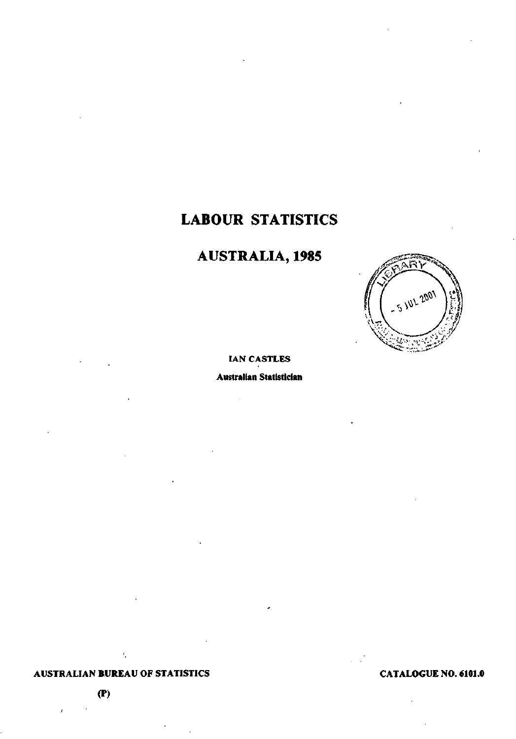# LABOUR STATISTICS

# AUSTRALIA, 1985

**IAN CASTLES**

**Australian Statistician**

**AUSTRALIAN BUREAU OF STATISTICS**

**CATALOGUE NO. 6101.0**

**(P)**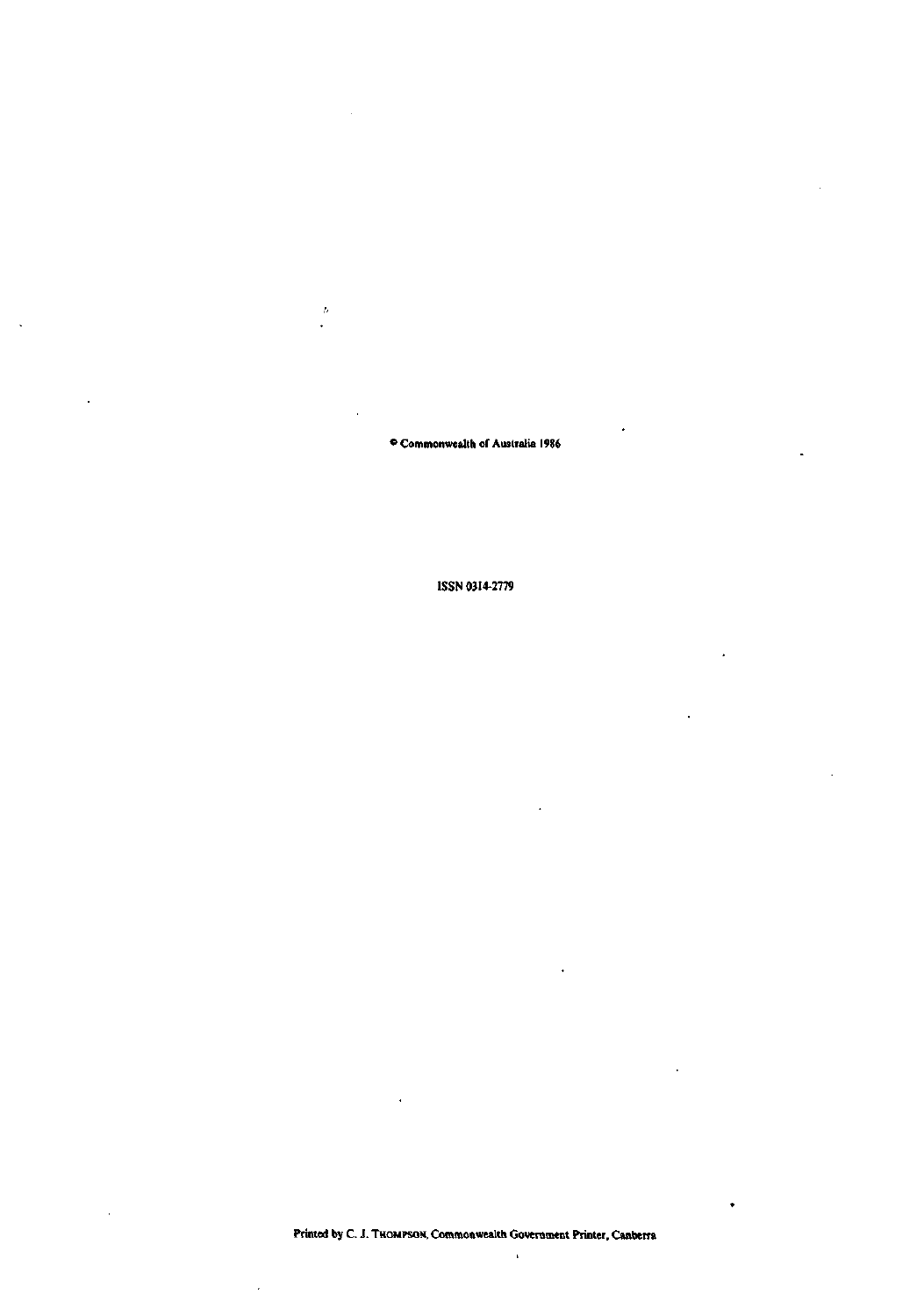© Commonwealth of Australia 1986

ISSN 0314-2779

Printed by C. J. Thompson, Commonwealth Government Printer, Canberra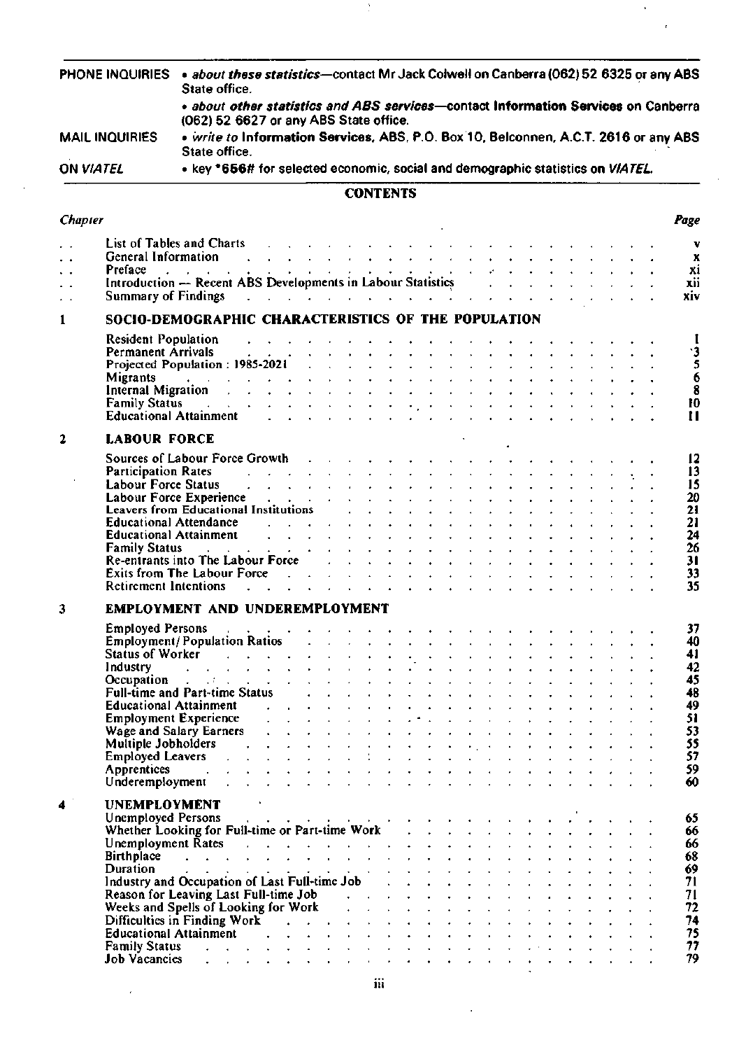| | |
|---|---|
| PHONE INQUIRIES | • *about these statistics*—contact Mr Jack Colwell on Canberra (062) 52 6325 or any ABS State office. |
| | • *about other statistics and ABS services*—contact **Information Services** on Canberra (062) 52 6627 or any ABS State office. |
| MAIL INQUIRIES | • *write to* **Information Services**, ABS, P.O. Box 10, Belconnen, A.C.T. 2616 or any ABS State office. |
| ON *VIATEL* | • key ***656#** for selected economic, social and demographic statistics on *VIATEL*. |

## CONTENTS

| *Chapter* | | *Page* |
|---|---|---|
| . . | List of Tables and Charts | v |
| . . | General Information | x |
| . . | Preface | xi |
| . . | Introduction — Recent ABS Developments in Labour Statistics | xii |
| . . | Summary of Findings | xiv |
| **1** | **SOCIO-DEMOGRAPHIC CHARACTERISTICS OF THE POPULATION** | |
| | Resident Population | 1 |
| | Permanent Arrivals | 3 |
| | Projected Population : 1985-2021 | 5 |
| | Migrants | 6 |
| | Internal Migration | 8 |
| | Family Status | 10 |
| | Educational Attainment | 11 |
| **2** | **LABOUR FORCE** | |
| | Sources of Labour Force Growth | 12 |
| | Participation Rates | 13 |
| | Labour Force Status | 15 |
| | Labour Force Experience | 20 |
| | Leavers from Educational Institutions | 21 |
| | Educational Attendance | 21 |
| | Educational Attainment | 24 |
| | Family Status | 26 |
| | Re-entrants into The Labour Force | 31 |
| | Exits from The Labour Force | 33 |
| | Retirement Intentions | 35 |
| **3** | **EMPLOYMENT AND UNDEREMPLOYMENT** | |
| | Employed Persons | 37 |
| | Employment/Population Ratios | 40 |
| | Status of Worker | 41 |
| | Industry | 42 |
| | Occupation | 45 |
| | Full-time and Part-time Status | 48 |
| | Educational Attainment | 49 |
| | Employment Experience | 51 |
| | Wage and Salary Earners | 53 |
| | Multiple Jobholders | 55 |
| | Employed Leavers | 57 |
| | Apprentices | 59 |
| | Underemployment | 60 |
| **4** | **UNEMPLOYMENT** | |
| | Unemployed Persons | 65 |
| | Whether Looking for Full-time or Part-time Work | 66 |
| | Unemployment Rates | 66 |
| | Birthplace | 68 |
| | Duration | 69 |
| | Industry and Occupation of Last Full-time Job | 71 |
| | Reason for Leaving Last Full-time Job | 71 |
| | Weeks and Spells of Looking for Work | 72 |
| | Difficulties in Finding Work | 74 |
| | Educational Attainment | 75 |
| | Family Status | 77 |
| | Job Vacancies | 79 |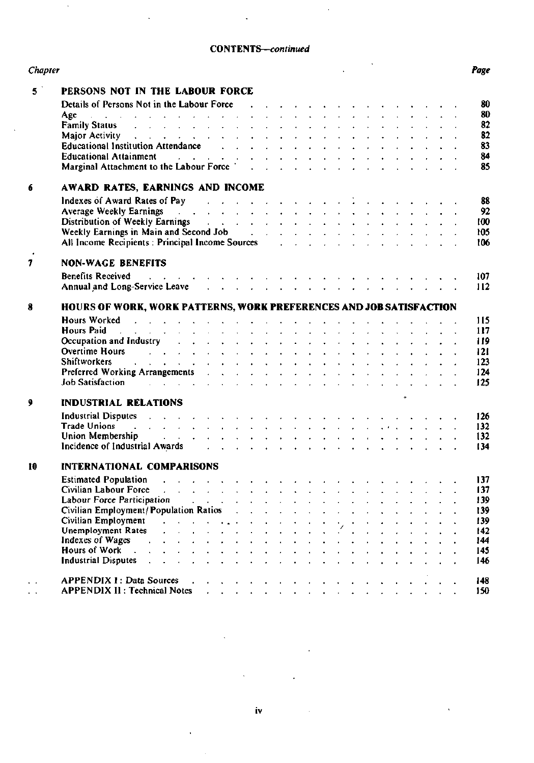**CONTENTS—*continued***

| Chapter | | Page |
|---|---|---|
| 5 | **PERSONS NOT IN THE LABOUR FORCE** | |
| | Details of Persons Not in the Labour Force | 80 |
| | Age | 80 |
| | Family Status | 82 |
| | Major Activity | 82 |
| | Educational Institution Attendance | 83 |
| | Educational Attainment | 84 |
| | Marginal Attachment to the Labour Force | 85 |
| 6 | **AWARD RATES, EARNINGS AND INCOME** | |
| | Indexes of Award Rates of Pay | 88 |
| | Average Weekly Earnings | 92 |
| | Distribution of Weekly Earnings | 100 |
| | Weekly Earnings in Main and Second Job | 105 |
| | All Income Recipients : Principal Income Sources | 106 |
| 7 | **NON-WAGE BENEFITS** | |
| | Benefits Received | 107 |
| | Annual and Long-Service Leave | 112 |
| 8 | **HOURS OF WORK, WORK PATTERNS, WORK PREFERENCES AND JOB SATISFACTION** | |
| | Hours Worked | 115 |
| | Hours Paid | 117 |
| | Occupation and Industry | 119 |
| | Overtime Hours | 121 |
| | Shiftworkers | 123 |
| | Preferred Working Arrangements | 124 |
| | Job Satisfaction | 125 |
| 9 | **INDUSTRIAL RELATIONS** | |
| | Industrial Disputes | 126 |
| | Trade Unions | 132 |
| | Union Membership | 132 |
| | Incidence of Industrial Awards | 134 |
| 10 | **INTERNATIONAL COMPARISONS** | |
| | Estimated Population | 137 |
| | Civilian Labour Force | 137 |
| | Labour Force Participation | 139 |
| | Civilian Employment/Population Ratios | 139 |
| | Civilian Employment | 139 |
| | Unemployment Rates | 142 |
| | Indexes of Wages | 144 |
| | Hours of Work | 145 |
| | Industrial Disputes | 146 |
| . . | APPENDIX I : Data Sources | 148 |
| . . | APPENDIX II : Technical Notes | 150 |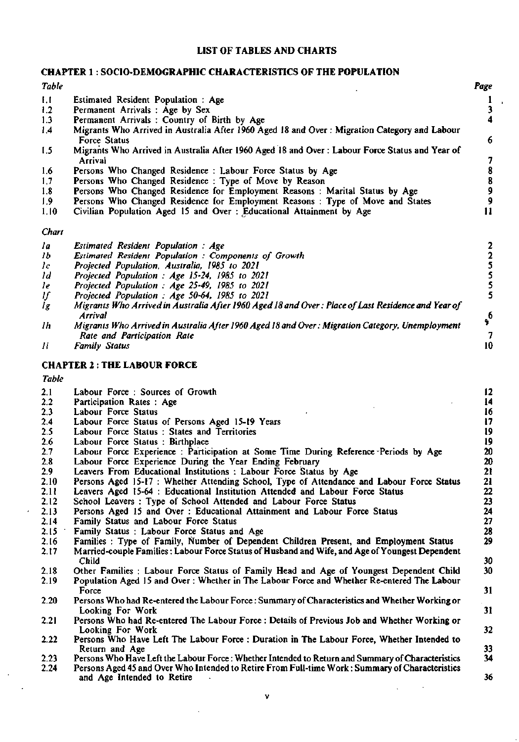# LIST OF TABLES AND CHARTS

## CHAPTER 1 : SOCIO-DEMOGRAPHIC CHARACTERISTICS OF THE POPULATION

| *Table* | | *Page* |
|---|---|---|
| 1.1 | Estimated Resident Population : Age | 1 |
| 1.2 | Permanent Arrivals : Age by Sex | 3 |
| 1.3 | Permanent Arrivals : Country of Birth by Age | 4 |
| 1.4 | Migrants Who Arrived in Australia After 1960 Aged 18 and Over : Migration Category and Labour Force Status | 6 |
| 1.5 | Migrants Who Arrived in Australia After 1960 Aged 18 and Over : Labour Force Status and Year of Arrival | 7 |
| 1.6 | Persons Who Changed Residence : Labour Force Status by Age | 8 |
| 1.7 | Persons Who Changed Residence : Type of Move by Reason | 8 |
| 1.8 | Persons Who Changed Residence for Employment Reasons : Marital Status by Age | 9 |
| 1.9 | Persons Who Changed Residence for Employment Reasons : Type of Move and States | 9 |
| 1.10 | Civilian Population Aged 15 and Over : Educational Attainment by Age | 11 |

| *Chart* | | |
|---|---|---|
| *1a* | *Estimated Resident Population : Age* | 2 |
| *1b* | *Estimated Resident Population : Components of Growth* | 2 |
| *1c* | *Projected Population, Australia, 1985 to 2021* | 5 |
| *1d* | *Projected Population : Age 15-24, 1985 to 2021* | 5 |
| *1e* | *Projected Population : Age 25-49, 1985 to 2021* | 5 |
| *1f* | *Projected Population : Age 50-64, 1985 to 2021* | 5 |
| *1g* | *Migrants Who Arrived in Australia After 1960 Aged 18 and Over : Place of Last Residence and Year of Arrival* | 6 |
| *1h* | *Migrants Who Arrived in Australia After 1960 Aged 18 and Over : Migration Category, Unemployment Rate and Participation Rate* | 7 |
| *1i* | *Family Status* | 10 |

## CHAPTER 2 : THE LABOUR FORCE

| *Table* | | |
|---|---|---|
| 2.1 | Labour Force : Sources of Growth | 12 |
| 2.2 | Participation Rates : Age | 14 |
| 2.3 | Labour Force Status | 16 |
| 2.4 | Labour Force Status of Persons Aged 15-19 Years | 17 |
| 2.5 | Labour Force Status : States and Territories | 19 |
| 2.6 | Labour Force Status : Birthplace | 19 |
| 2.7 | Labour Force Experience : Participation at Some Time During Reference Periods by Age | 20 |
| 2.8 | Labour Force Experience During the Year Ending February | 20 |
| 2.9 | Leavers From Educational Institutions : Labour Force Status by Age | 21 |
| 2.10 | Persons Aged 15-17 : Whether Attending School, Type of Attendance and Labour Force Status | 21 |
| 2.11 | Leavers Aged 15-64 : Educational Institution Attended and Labour Force Status | 22 |
| 2.12 | School Leavers : Type of School Attended and Labour Force Status | 23 |
| 2.13 | Persons Aged 15 and Over : Educational Attainment and Labour Force Status | 24 |
| 2.14 | Family Status and Labour Force Status | 27 |
| 2.15 | Family Status : Labour Force Status and Age | 28 |
| 2.16 | Families : Type of Family, Number of Dependent Children Present, and Employment Status | 29 |
| 2.17 | Married-couple Families : Labour Force Status of Husband and Wife, and Age of Youngest Dependent Child | 30 |
| 2.18 | Other Families : Labour Force Status of Family Head and Age of Youngest Dependent Child | 30 |
| 2.19 | Population Aged 15 and Over : Whether in The Labour Force and Whether Re-entered The Labour Force | 31 |
| 2.20 | Persons Who had Re-entered the Labour Force : Summary of Characteristics and Whether Working or Looking For Work | 31 |
| 2.21 | Persons Who had Re-entered The Labour Force : Details of Previous Job and Whether Working or Looking For Work | 32 |
| 2.22 | Persons Who Have Left The Labour Force : Duration in The Labour Force, Whether Intended to Return and Age | 33 |
| 2.23 | Persons Who Have Left the Labour Force : Whether Intended to Return and Summary of Characteristics | 34 |
| 2.24 | Persons Aged 45 and Over Who Intended to Retire From Full-time Work : Summary of Characteristics and Age Intended to Retire | 36 |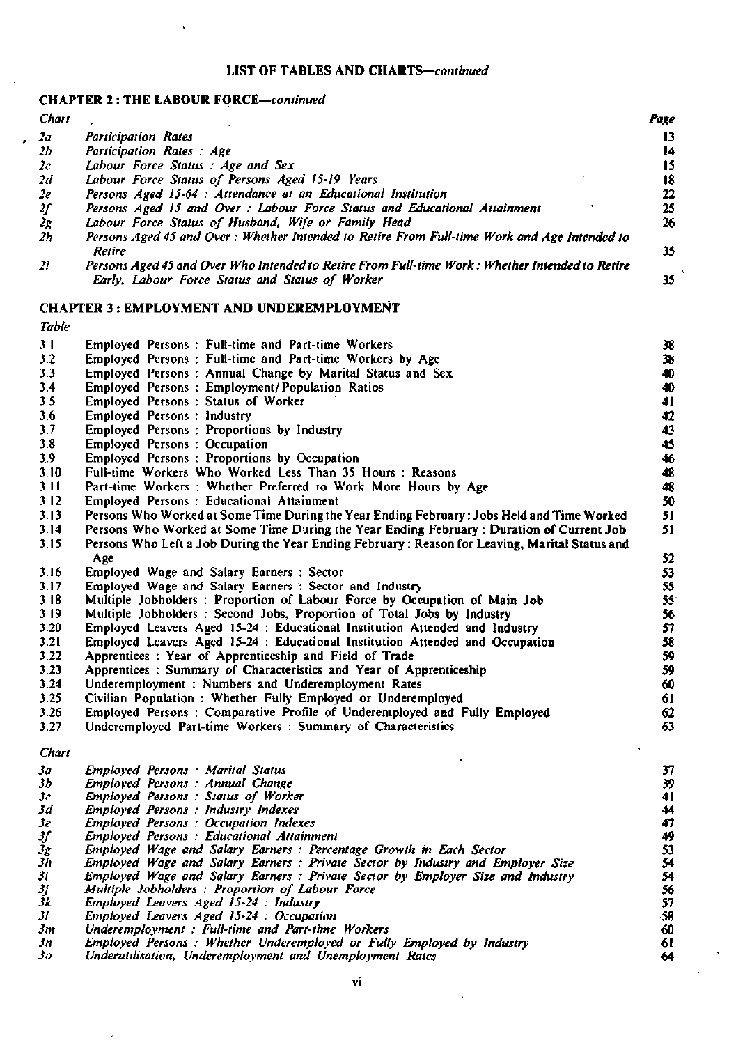## LIST OF TABLES AND CHARTS—*continued*

### CHAPTER 2 : THE LABOUR FORCE—*continued*

| *Chart* | | *Page* |
|---|---|---|
| *2a* | *Participation Rates* | 13 |
| *2b* | *Participation Rates : Age* | 14 |
| *2c* | *Labour Force Status : Age and Sex* | 15 |
| *2d* | *Labour Force Status of Persons Aged 15-19 Years* | 18 |
| *2e* | *Persons Aged 15-64 : Attendance at an Educational Institution* | 22 |
| *2f* | *Persons Aged 15 and Over : Labour Force Status and Educational Attainment* | 25 |
| *2g* | *Labour Force Status of Husband, Wife or Family Head* | 26 |
| *2h* | *Persons Aged 45 and Over : Whether Intended to Retire From Full-time Work and Age Intended to Retire* | 35 |
| *2i* | *Persons Aged 45 and Over Who Intended to Retire From Full-time Work : Whether Intended to Retire Early, Labour Force Status and Status of Worker* | 35 |

### CHAPTER 3 : EMPLOYMENT AND UNDEREMPLOYMENT

| *Table* | | |
|---|---|---|
| 3.1 | Employed Persons : Full-time and Part-time Workers | 38 |
| 3.2 | Employed Persons : Full-time and Part-time Workers by Age | 38 |
| 3.3 | Employed Persons : Annual Change by Marital Status and Sex | 40 |
| 3.4 | Employed Persons : Employment/Population Ratios | 40 |
| 3.5 | Employed Persons : Status of Worker | 41 |
| 3.6 | Employed Persons : Industry | 42 |
| 3.7 | Employed Persons : Proportions by Industry | 43 |
| 3.8 | Employed Persons : Occupation | 45 |
| 3.9 | Employed Persons : Proportions by Occupation | 46 |
| 3.10 | Full-time Workers Who Worked Less Than 35 Hours : Reasons | 48 |
| 3.11 | Part-time Workers : Whether Preferred to Work More Hours by Age | 48 |
| 3.12 | Employed Persons : Educational Attainment | 50 |
| 3.13 | Persons Who Worked at Some Time During the Year Ending February : Jobs Held and Time Worked | 51 |
| 3.14 | Persons Who Worked at Some Time During the Year Ending February : Duration of Current Job | 51 |
| 3.15 | Persons Who Left a Job During the Year Ending February : Reason for Leaving, Marital Status and Age | 52 |
| 3.16 | Employed Wage and Salary Earners : Sector | 53 |
| 3.17 | Employed Wage and Salary Earners : Sector and Industry | 55 |
| 3.18 | Multiple Jobholders : Proportion of Labour Force by Occupation of Main Job | 55 |
| 3.19 | Multiple Jobholders : Second Jobs, Proportion of Total Jobs by Industry | 56 |
| 3.20 | Employed Leavers Aged 15-24 : Educational Institution Attended and Industry | 57 |
| 3.21 | Employed Leavers Aged 15-24 : Educational Institution Attended and Occupation | 58 |
| 3.22 | Apprentices : Year of Apprenticeship and Field of Trade | 59 |
| 3.23 | Apprentices : Summary of Characteristics and Year of Apprenticeship | 59 |
| 3.24 | Underemployment : Numbers and Underemployment Rates | 60 |
| 3.25 | Civilian Population : Whether Fully Employed or Underemployed | 61 |
| 3.26 | Employed Persons : Comparative Profile of Underemployed and Fully Employed | 62 |
| 3.27 | Underemployed Part-time Workers : Summary of Characteristics | 63 |

| *Chart* | | |
|---|---|---|
| *3a* | *Employed Persons : Marital Status* | 37 |
| *3b* | *Employed Persons : Annual Change* | 39 |
| *3c* | *Employed Persons : Status of Worker* | 41 |
| *3d* | *Employed Persons : Industry Indexes* | 44 |
| *3e* | *Employed Persons : Occupation Indexes* | 47 |
| *3f* | *Employed Persons : Educational Attainment* | 49 |
| *3g* | *Employed Wage and Salary Earners : Percentage Growth in Each Sector* | 53 |
| *3h* | *Employed Wage and Salary Earners : Private Sector by Industry and Employer Size* | 54 |
| *3i* | *Employed Wage and Salary Earners : Private Sector by Employer Size and Industry* | 54 |
| *3j* | *Multiple Jobholders : Proportion of Labour Force* | 56 |
| *3k* | *Employed Leavers Aged 15-24 : Industry* | 57 |
| *3l* | *Employed Leavers Aged 15-24 : Occupation* | 58 |
| *3m* | *Underemployment : Full-time and Part-time Workers* | 60 |
| *3n* | *Employed Persons : Whether Underemployed or Fully Employed by Industry* | 61 |
| *3o* | *Underutilisation, Underemployment and Unemployment Rates* | 64 |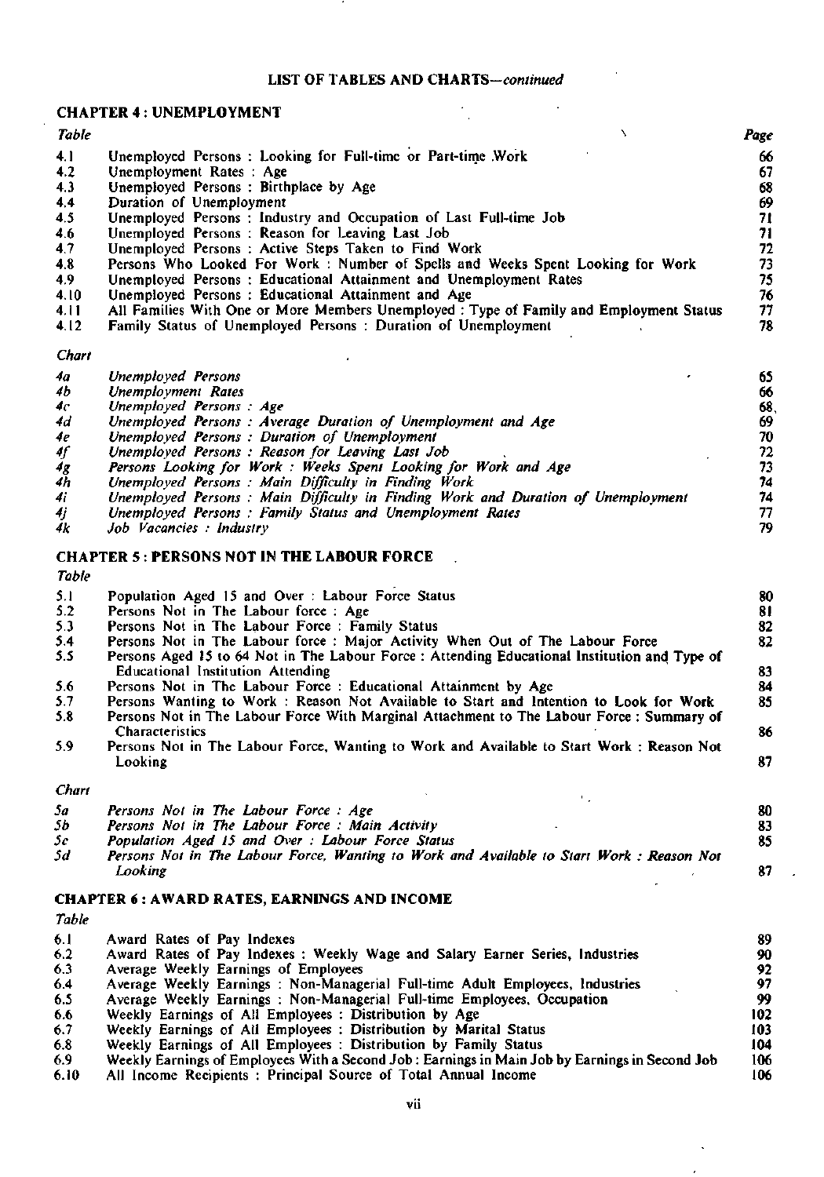## LIST OF TABLES AND CHARTS—*continued*

### CHAPTER 4 : UNEMPLOYMENT

| *Table* | | *Page* |
|---|---|---|
| 4.1 | Unemployed Persons : Looking for Full-time or Part-time Work | 66 |
| 4.2 | Unemployment Rates : Age | 67 |
| 4.3 | Unemployed Persons : Birthplace by Age | 68 |
| 4.4 | Duration of Unemployment | 69 |
| 4.5 | Unemployed Persons : Industry and Occupation of Last Full-time Job | 71 |
| 4.6 | Unemployed Persons : Reason for Leaving Last Job | 71 |
| 4.7 | Unemployed Persons : Active Steps Taken to Find Work | 72 |
| 4.8 | Persons Who Looked For Work : Number of Spells and Weeks Spent Looking for Work | 73 |
| 4.9 | Unemployed Persons : Educational Attainment and Unemployment Rates | 75 |
| 4.10 | Unemployed Persons : Educational Attainment and Age | 76 |
| 4.11 | All Families With One or More Members Unemployed : Type of Family and Employment Status | 77 |
| 4.12 | Family Status of Unemployed Persons : Duration of Unemployment | 78 |

| *Chart* | | |
|---|---|---|
| *4a* | *Unemployed Persons* | 65 |
| *4b* | *Unemployment Rates* | 66 |
| *4c* | *Unemployed Persons : Age* | 68 |
| *4d* | *Unemployed Persons : Average Duration of Unemployment and Age* | 69 |
| *4e* | *Unemployed Persons : Duration of Unemployment* | 70 |
| *4f* | *Unemployed Persons : Reason for Leaving Last Job* | 72 |
| *4g* | *Persons Looking for Work : Weeks Spent Looking for Work and Age* | 73 |
| *4h* | *Unemployed Persons : Main Difficulty in Finding Work* | 74 |
| *4i* | *Unemployed Persons : Main Difficulty in Finding Work and Duration of Unemployment* | 74 |
| *4j* | *Unemployed Persons : Family Status and Unemployment Rates* | 77 |
| *4k* | *Job Vacancies : Industry* | 79 |

### CHAPTER 5 : PERSONS NOT IN THE LABOUR FORCE

| *Table* | | |
|---|---|---|
| 5.1 | Population Aged 15 and Over : Labour Force Status | 80 |
| 5.2 | Persons Not in The Labour force : Age | 81 |
| 5.3 | Persons Not in The Labour Force : Family Status | 82 |
| 5.4 | Persons Not in The Labour force : Major Activity When Out of The Labour Force | 82 |
| 5.5 | Persons Aged 15 to 64 Not in The Labour Force : Attending Educational Institution and Type of Educational Institution Attending | 83 |
| 5.6 | Persons Not in The Labour Force : Educational Attainment by Age | 84 |
| 5.7 | Persons Wanting to Work : Reason Not Available to Start and Intention to Look for Work | 85 |
| 5.8 | Persons Not in The Labour Force With Marginal Attachment to The Labour Force : Summary of Characteristics | 86 |
| 5.9 | Persons Not in The Labour Force, Wanting to Work and Available to Start Work : Reason Not Looking | 87 |

| *Chart* | | |
|---|---|---|
| *5a* | *Persons Not in The Labour Force : Age* | 80 |
| *5b* | *Persons Not in The Labour Force : Main Activity* | 83 |
| *5c* | *Population Aged 15 and Over : Labour Force Status* | 85 |
| *5d* | *Persons Not in The Labour Force, Wanting to Work and Available to Start Work : Reason Not Looking* | 87 |

### CHAPTER 6 : AWARD RATES, EARNINGS AND INCOME

| *Table* | | |
|---|---|---|
| 6.1 | Award Rates of Pay Indexes | 89 |
| 6.2 | Award Rates of Pay Indexes : Weekly Wage and Salary Earner Series, Industries | 90 |
| 6.3 | Average Weekly Earnings of Employees | 92 |
| 6.4 | Average Weekly Earnings : Non-Managerial Full-time Adult Employees, Industries | 97 |
| 6.5 | Average Weekly Earnings : Non-Managerial Full-time Employees, Occupation | 99 |
| 6.6 | Weekly Earnings of All Employees : Distribution by Age | 102 |
| 6.7 | Weekly Earnings of All Employees : Distribution by Marital Status | 103 |
| 6.8 | Weekly Earnings of All Employees : Distribution by Family Status | 104 |
| 6.9 | Weekly Earnings of Employees With a Second Job : Earnings in Main Job by Earnings in Second Job | 106 |
| 6.10 | All Income Recipients : Principal Source of Total Annual Income | 106 |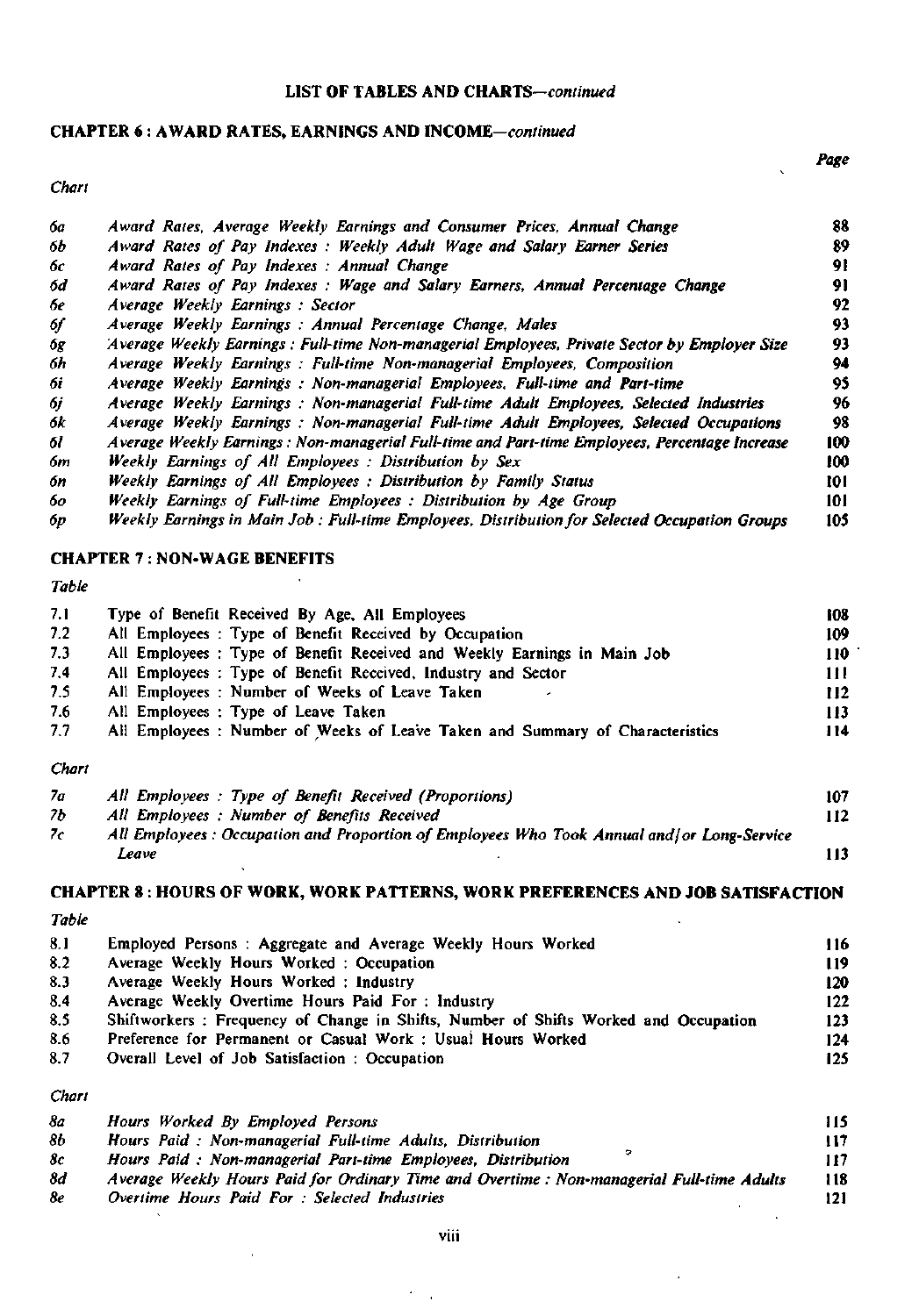## LIST OF TABLES AND CHARTS—*continued*

### CHAPTER 6 : AWARD RATES, EARNINGS AND INCOME—*continued*

| *Chart* | | *Page* |
|---|---|---|
| *6a* | *Award Rates, Average Weekly Earnings and Consumer Prices, Annual Change* | 88 |
| *6b* | *Award Rates of Pay Indexes : Weekly Adult Wage and Salary Earner Series* | 89 |
| *6c* | *Award Rates of Pay Indexes : Annual Change* | 91 |
| *6d* | *Award Rates of Pay Indexes : Wage and Salary Earners, Annual Percentage Change* | 91 |
| *6e* | *Average Weekly Earnings : Sector* | 92 |
| *6f* | *Average Weekly Earnings : Annual Percentage Change, Males* | 93 |
| *6g* | *Average Weekly Earnings : Full-time Non-managerial Employees, Private Sector by Employer Size* | 93 |
| *6h* | *Average Weekly Earnings : Full-time Non-managerial Employees, Composition* | 94 |
| *6i* | *Average Weekly Earnings : Non-managerial Employees, Full-time and Part-time* | 95 |
| *6j* | *Average Weekly Earnings : Non-managerial Full-time Adult Employees, Selected Industries* | 96 |
| *6k* | *Average Weekly Earnings : Non-managerial Full-time Adult Employees, Selected Occupations* | 98 |
| *6l* | *Average Weekly Earnings : Non-managerial Full-time and Part-time Employees, Percentage Increase* | 100 |
| *6m* | *Weekly Earnings of All Employees : Distribution by Sex* | 100 |
| *6n* | *Weekly Earnings of All Employees : Distribution by Family Status* | 101 |
| *6o* | *Weekly Earnings of Full-time Employees : Distribution by Age Group* | 101 |
| *6p* | *Weekly Earnings in Main Job : Full-time Employees, Distribution for Selected Occupation Groups* | 105 |

### CHAPTER 7 : NON-WAGE BENEFITS

| *Table* | | |
|---|---|---|
| 7.1 | Type of Benefit Received By Age, All Employees | 108 |
| 7.2 | All Employees : Type of Benefit Received by Occupation | 109 |
| 7.3 | All Employees : Type of Benefit Received and Weekly Earnings in Main Job | 110 |
| 7.4 | All Employees : Type of Benefit Received, Industry and Sector | 111 |
| 7.5 | All Employees : Number of Weeks of Leave Taken | 112 |
| 7.6 | All Employees : Type of Leave Taken | 113 |
| 7.7 | All Employees : Number of Weeks of Leave Taken and Summary of Characteristics | 114 |

| *Chart* | | |
|---|---|---|
| *7a* | *All Employees : Type of Benefit Received (Proportions)* | 107 |
| *7b* | *All Employees : Number of Benefits Received* | 112 |
| *7c* | *All Employees : Occupation and Proportion of Employees Who Took Annual and/or Long-Service Leave* | 113 |

### CHAPTER 8 : HOURS OF WORK, WORK PATTERNS, WORK PREFERENCES AND JOB SATISFACTION

| *Table* | | |
|---|---|---|
| 8.1 | Employed Persons : Aggregate and Average Weekly Hours Worked | 116 |
| 8.2 | Average Weekly Hours Worked : Occupation | 119 |
| 8.3 | Average Weekly Hours Worked : Industry | 120 |
| 8.4 | Average Weekly Overtime Hours Paid For : Industry | 122 |
| 8.5 | Shiftworkers : Frequency of Change in Shifts, Number of Shifts Worked and Occupation | 123 |
| 8.6 | Preference for Permanent or Casual Work : Usual Hours Worked | 124 |
| 8.7 | Overall Level of Job Satisfaction : Occupation | 125 |

| *Chart* | | |
|---|---|---|
| *8a* | *Hours Worked By Employed Persons* | 115 |
| *8b* | *Hours Paid : Non-managerial Full-time Adults, Distribution* | 117 |
| *8c* | *Hours Paid : Non-managerial Part-time Employees, Distribution* | 117 |
| *8d* | *Average Weekly Hours Paid for Ordinary Time and Overtime : Non-managerial Full-time Adults* | 118 |
| *8e* | *Overtime Hours Paid For : Selected Industries* | 121 |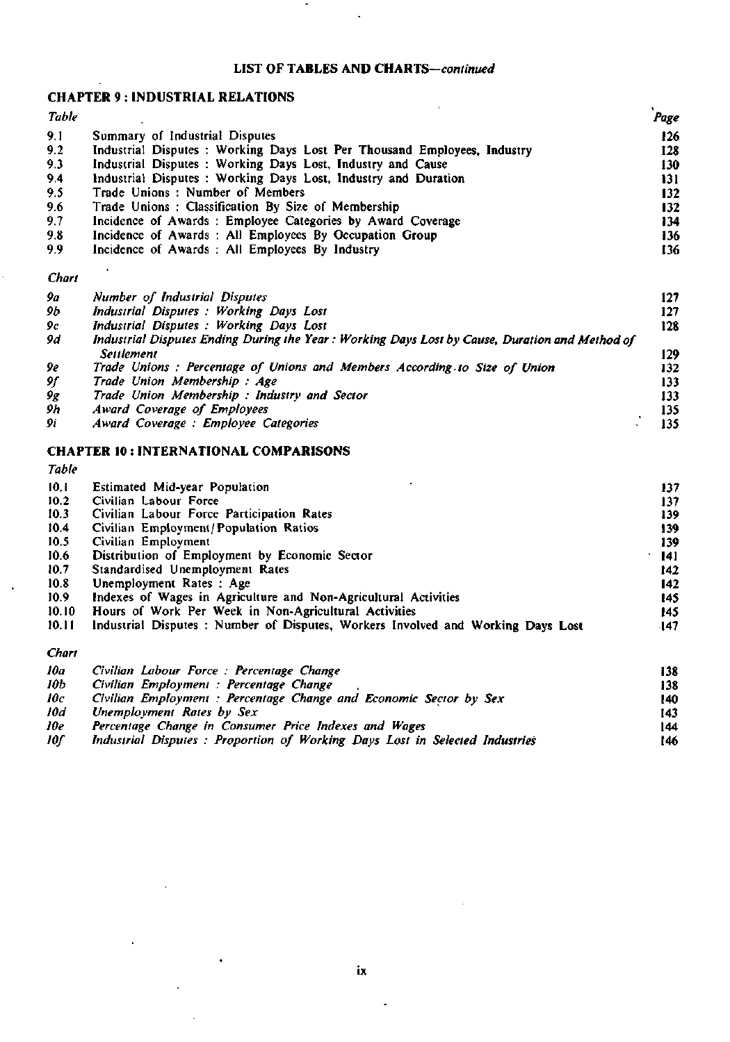## LIST OF TABLES AND CHARTS—*continued*

### CHAPTER 9 : INDUSTRIAL RELATIONS

| *Table* | | *Page* |
|---|---|---|
| 9.1 | Summary of Industrial Disputes | 126 |
| 9.2 | Industrial Disputes : Working Days Lost Per Thousand Employees, Industry | 128 |
| 9.3 | Industrial Disputes : Working Days Lost, Industry and Cause | 130 |
| 9.4 | Industrial Disputes : Working Days Lost, Industry and Duration | 131 |
| 9.5 | Trade Unions : Number of Members | 132 |
| 9.6 | Trade Unions : Classification By Size of Membership | 132 |
| 9.7 | Incidence of Awards : Employee Categories by Award Coverage | 134 |
| 9.8 | Incidence of Awards : All Employees By Occupation Group | 136 |
| 9.9 | Incidence of Awards : All Employees By Industry | 136 |

| *Chart* | | |
|---|---|---|
| *9a* | *Number of Industrial Disputes* | 127 |
| *9b* | *Industrial Disputes : Working Days Lost* | 127 |
| *9c* | *Industrial Disputes : Working Days Lost* | 128 |
| *9d* | *Industrial Disputes Ending During the Year : Working Days Lost by Cause, Duration and Method of Settlement* | 129 |
| *9e* | *Trade Unions : Percentage of Unions and Members According to Size of Union* | 132 |
| *9f* | *Trade Union Membership : Age* | 133 |
| *9g* | *Trade Union Membership : Industry and Sector* | 133 |
| *9h* | *Award Coverage of Employees* | 135 |
| *9i* | *Award Coverage : Employee Categories* | 135 |

### CHAPTER 10 : INTERNATIONAL COMPARISONS

| *Table* | | |
|---|---|---|
| 10.1 | Estimated Mid-year Population | 137 |
| 10.2 | Civilian Labour Force | 137 |
| 10.3 | Civilian Labour Force Participation Rates | 139 |
| 10.4 | Civilian Employment/Population Ratios | 139 |
| 10.5 | Civilian Employment | 139 |
| 10.6 | Distribution of Employment by Economic Sector | 141 |
| 10.7 | Standardised Unemployment Rates | 142 |
| 10.8 | Unemployment Rates : Age | 142 |
| 10.9 | Indexes of Wages in Agriculture and Non-Agricultural Activities | 145 |
| 10.10 | Hours of Work Per Week in Non-Agricultural Activities | 145 |
| 10.11 | Industrial Disputes : Number of Disputes, Workers Involved and Working Days Lost | 147 |

| *Chart* | | |
|---|---|---|
| *10a* | *Civilian Labour Force : Percentage Change* | 138 |
| *10b* | *Civilian Employment : Percentage Change* | 138 |
| *10c* | *Civilian Employment : Percentage Change and Economic Sector by Sex* | 140 |
| *10d* | *Unemployment Rates by Sex* | 143 |
| *10e* | *Percentage Change in Consumer Price Indexes and Wages* | 144 |
| *10f* | *Industrial Disputes : Proportion of Working Days Lost in Selected Industries* | 146 |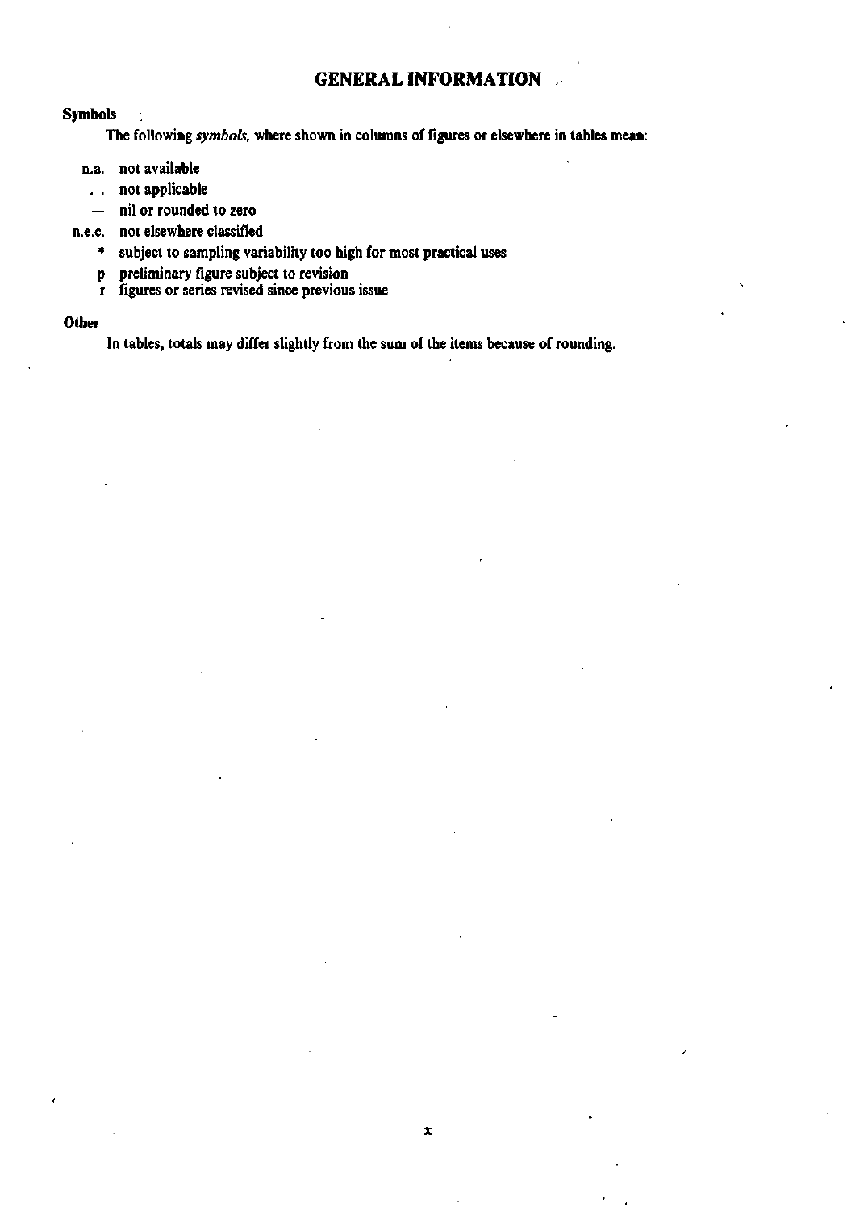# GENERAL INFORMATION

## Symbols

The following *symbols*, where shown in columns of figures or elsewhere in tables mean:

- n.a. not available
- . . not applicable
- — nil or rounded to zero
- n.e.c. not elsewhere classified
- * subject to sampling variability too high for most practical uses
- p preliminary figure subject to revision
- r figures or series revised since previous issue

## Other

In tables, totals may differ slightly from the sum of the items because of rounding.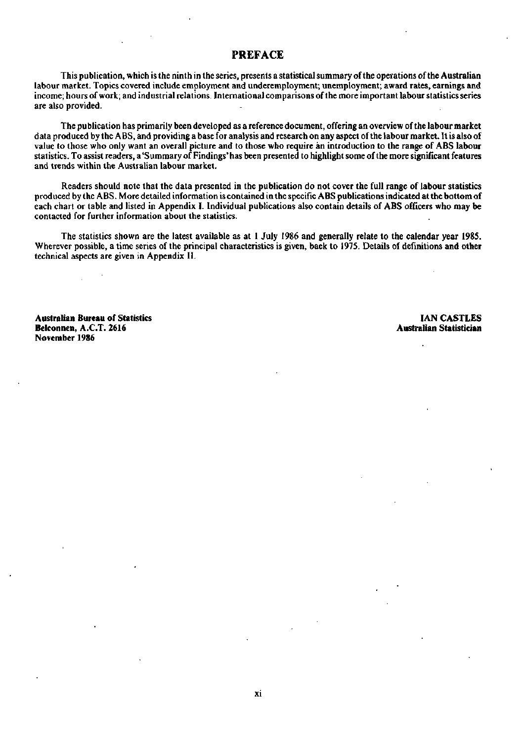# PREFACE

This publication, which is the ninth in the series, presents a statistical summary of the operations of the Australian labour market. Topics covered include employment and underemployment; unemployment; award rates, earnings and income; hours of work; and industrial relations. International comparisons of the more important labour statistics series are also provided.

The publication has primarily been developed as a reference document, offering an overview of the labour market data produced by the ABS, and providing a base for analysis and research on any aspect of the labour market. It is also of value to those who only want an overall picture and to those who require an introduction to the range of ABS labour statistics. To assist readers, a 'Summary of Findings' has been presented to highlight some of the more significant features and trends within the Australian labour market.

Readers should note that the data presented in the publication do not cover the full range of labour statistics produced by the ABS. More detailed information is contained in the specific ABS publications indicated at the bottom of each chart or table and listed in Appendix I. Individual publications also contain details of ABS officers who may be contacted for further information about the statistics.

The statistics shown are the latest available as at 1 July 1986 and generally relate to the calendar year 1985. Wherever possible, a time series of the principal characteristics is given, back to 1975. Details of definitions and other technical aspects are given in Appendix II.

**Australian Bureau of Statistics**
**Belconnen, A.C.T. 2616**
**November 1986**

**IAN CASTLES**
**Australian Statistician**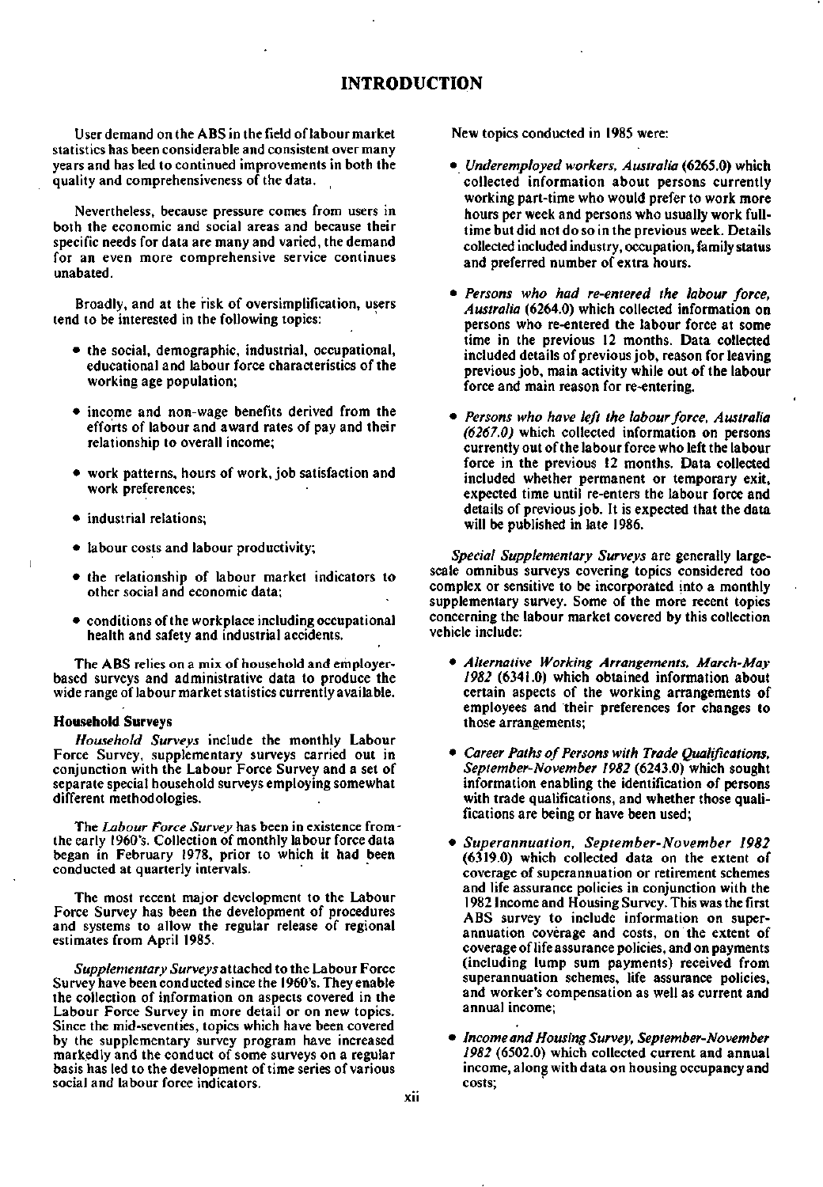# INTRODUCTION

User demand on the ABS in the field of labour market statistics has been considerable and consistent over many years and has led to continued improvements in both the quality and comprehensiveness of the data.

Nevertheless, because pressure comes from users in both the economic and social areas and because their specific needs for data are many and varied, the demand for an even more comprehensive service continues unabated.

Broadly, and at the risk of oversimplification, users tend to be interested in the following topics:

- the social, demographic, industrial, occupational, educational and labour force characteristics of the working age population;
- income and non-wage benefits derived from the efforts of labour and award rates of pay and their relationship to overall income;
- work patterns, hours of work, job satisfaction and work preferences;
- industrial relations;
- labour costs and labour productivity;
- the relationship of labour market indicators to other social and economic data;
- conditions of the workplace including occupational health and safety and industrial accidents.

The ABS relies on a mix of household and employer-based surveys and administrative data to produce the wide range of labour market statistics currently available.

### Household Surveys

*Household Surveys* include the monthly Labour Force Survey, supplementary surveys carried out in conjunction with the Labour Force Survey and a set of separate special household surveys employing somewhat different methodologies.

The *Labour Force Survey* has been in existence from the early 1960's. Collection of monthly labour force data began in February 1978, prior to which it had been conducted at quarterly intervals.

The most recent major development to the Labour Force Survey has been the development of procedures and systems to allow the regular release of regional estimates from April 1985.

*Supplementary Surveys* attached to the Labour Force Survey have been conducted since the 1960's. They enable the collection of information on aspects covered in the Labour Force Survey in more detail or on new topics. Since the mid-seventies, topics which have been covered by the supplementary survey program have increased markedly and the conduct of some surveys on a regular basis has led to the development of time series of various social and labour force indicators.

New topics conducted in 1985 were:

- *Underemployed workers, Australia* (6265.0) which collected information about persons currently working part-time who would prefer to work more hours per week and persons who usually work full-time but did not do so in the previous week. Details collected included industry, occupation, family status and preferred number of extra hours.
- *Persons who had re-entered the labour force, Australia* (6264.0) which collected information on persons who re-entered the labour force at some time in the previous 12 months. Data collected included details of previous job, reason for leaving previous job, main activity while out of the labour force and main reason for re-entering.
- *Persons who have left the labour force, Australia (6267.0)* which collected information on persons currently out of the labour force who left the labour force in the previous 12 months. Data collected included whether permanent or temporary exit, expected time until re-enters the labour force and details of previous job. It is expected that the data will be published in late 1986.

*Special Supplementary Surveys* are generally large-scale omnibus surveys covering topics considered too complex or sensitive to be incorporated into a monthly supplementary survey. Some of the more recent topics concerning the labour market covered by this collection vehicle include:

- *Alternative Working Arrangements, March-May 1982* (6341.0) which obtained information about certain aspects of the working arrangements of employees and their preferences for changes to those arrangements;
- *Career Paths of Persons with Trade Qualifications, September-November 1982* (6243.0) which sought information enabling the identification of persons with trade qualifications, and whether those qualifications are being or have been used;
- *Superannuation, September-November 1982* (6319.0) which collected data on the extent of coverage of superannuation or retirement schemes and life assurance policies in conjunction with the 1982 Income and Housing Survey. This was the first ABS survey to include information on superannuation coverage and costs, on the extent of coverage of life assurance policies, and on payments (including lump sum payments) received from superannuation schemes, life assurance policies, and worker's compensation as well as current and annual income;
- *Income and Housing Survey, September-November 1982* (6502.0) which collected current and annual income, along with data on housing occupancy and costs;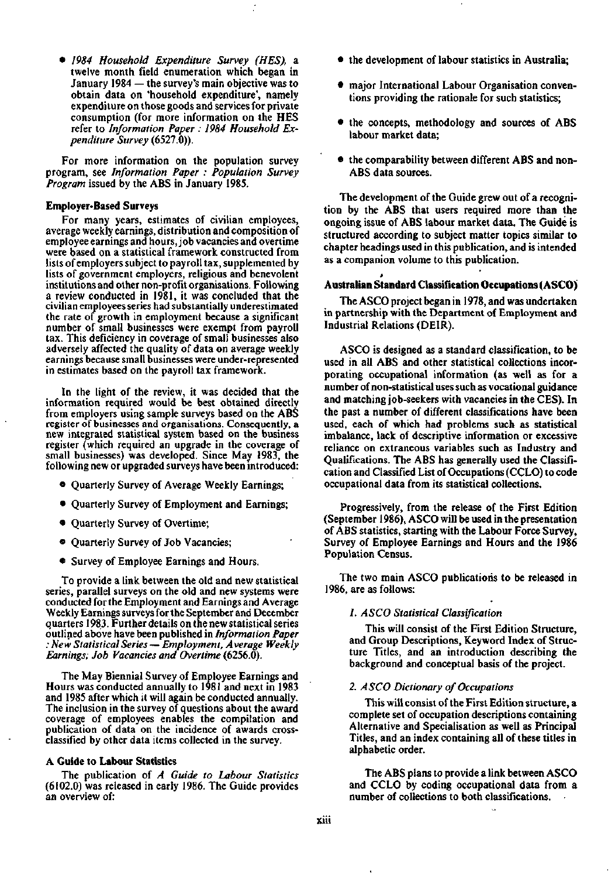- *1984 Household Expenditure Survey (HES),* a twelve month field enumeration which began in January 1984 — the survey's main objective was to obtain data on 'household expenditure', namely expenditure on those goods and services for private consumption (for more information on the HES refer to *Information Paper : 1984 Household Expenditure Survey* (6527.0)).

For more information on the population survey program, see *Information Paper : Population Survey Program* issued by the ABS in January 1985.

**Employer-Based Surveys**

For many years, estimates of civilian employees, average weekly earnings, distribution and composition of employee earnings and hours, job vacancies and overtime were based on a statistical framework constructed from lists of employers subject to payroll tax, supplemented by lists of government employers, religious and benevolent institutions and other non-profit organisations. Following a review conducted in 1981, it was concluded that the civilian employees series had substantially underestimated the rate of growth in employment because a significant number of small businesses were exempt from payroll tax. This deficiency in coverage of small businesses also adversely affected the quality of data on average weekly earnings because small businesses were under-represented in estimates based on the payroll tax framework.

In the light of the review, it was decided that the information required would be best obtained directly from employers using sample surveys based on the ABS register of businesses and organisations. Consequently, a new integrated statistical system based on the business register (which required an upgrade in the coverage of small businesses) was developed. Since May 1983, the following new or upgraded surveys have been introduced:

- Quarterly Survey of Average Weekly Earnings;
- Quarterly Survey of Employment and Earnings;
- Quarterly Survey of Overtime;
- Quarterly Survey of Job Vacancies;
- Survey of Employee Earnings and Hours.

To provide a link between the old and new statistical series, parallel surveys on the old and new systems were conducted for the Employment and Earnings and Average Weekly Earnings surveys for the September and December quarters 1983. Further details on the new statistical series outlined above have been published in *Information Paper : New Statistical Series — Employment, Average Weekly Earnings; Job Vacancies and Overtime* (6256.0).

The May Biennial Survey of Employee Earnings and Hours was conducted annually to 1981 and next in 1983 and 1985 after which it will again be conducted annually. The inclusion in the survey of questions about the award coverage of employees enables the compilation and publication of data on the incidence of awards cross-classified by other data items collected in the survey.

**A Guide to Labour Statistics**

The publication of *A Guide to Labour Statistics* (6102.0) was released in early 1986. The Guide provides an overview of:

- the development of labour statistics in Australia;
- major International Labour Organisation conventions providing the rationale for such statistics;
- the concepts, methodology and sources of ABS labour market data;
- the comparability between different ABS and non-ABS data sources.

The development of the Guide grew out of a recognition by the ABS that users required more than the ongoing issue of ABS labour market data. The Guide is structured according to subject matter topics similar to chapter headings used in this publication, and is intended as a companion volume to this publication.

**Australian Standard Classification Occupations (ASCO)**

The ASCO project began in 1978, and was undertaken in partnership with the Department of Employment and Industrial Relations (DEIR).

ASCO is designed as a standard classification, to be used in all ABS and other statistical collections incorporating occupational information (as well as for a number of non-statistical uses such as vocational guidance and matching job-seekers with vacancies in the CES). In the past a number of different classifications have been used, each of which had problems such as statistical imbalance, lack of descriptive information or excessive reliance on extraneous variables such as Industry and Qualifications. The ABS has generally used the Classification and Classified List of Occupations (CCLO) to code occupational data from its statistical collections.

Progressively, from the release of the First Edition (September 1986), ASCO will be used in the presentation of ABS statistics, starting with the Labour Force Survey, Survey of Employee Earnings and Hours and the 1986 Population Census.

The two main ASCO publications to be released in 1986, are as follows:

*1. ASCO Statistical Classification*

This will consist of the First Edition Structure, and Group Descriptions, Keyword Index of Structure Titles, and an introduction describing the background and conceptual basis of the project.

*2. ASCO Dictionary of Occupations*

This will consist of the First Edition structure, a complete set of occupation descriptions containing Alternative and Specialisation as well as Principal Titles, and an index containing all of these titles in alphabetic order.

The ABS plans to provide a link between ASCO and CCLO by coding occupational data from a number of collections to both classifications.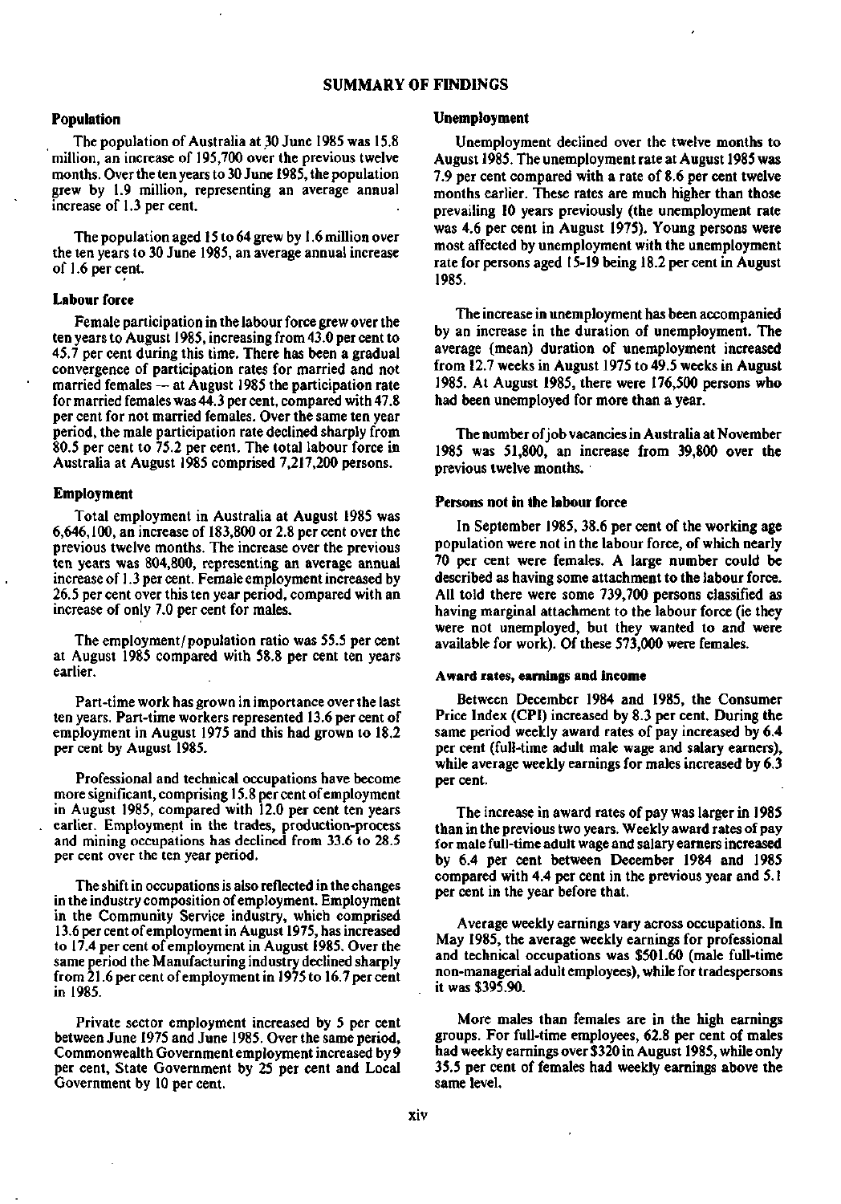# SUMMARY OF FINDINGS

### Population

The population of Australia at 30 June 1985 was 15.8 million, an increase of 195,700 over the previous twelve months. Over the ten years to 30 June 1985, the population grew by 1.9 million, representing an average annual increase of 1.3 per cent.

The population aged 15 to 64 grew by 1.6 million over the ten years to 30 June 1985, an average annual increase of 1.6 per cent.

### Labour force

Female participation in the labour force grew over the ten years to August 1985, increasing from 43.0 per cent to 45.7 per cent during this time. There has been a gradual convergence of participation rates for married and not married females — at August 1985 the participation rate for married females was 44.3 per cent, compared with 47.8 per cent for not married females. Over the same ten year period, the male participation rate declined sharply from 80.5 per cent to 75.2 per cent. The total labour force in Australia at August 1985 comprised 7,217,200 persons.

### Employment

Total employment in Australia at August 1985 was 6,646,100, an increase of 183,800 or 2.8 per cent over the previous twelve months. The increase over the previous ten years was 804,800, representing an average annual increase of 1.3 per cent. Female employment increased by 26.5 per cent over this ten year period, compared with an increase of only 7.0 per cent for males.

The employment/population ratio was 55.5 per cent at August 1985 compared with 58.8 per cent ten years earlier.

Part-time work has grown in importance over the last ten years. Part-time workers represented 13.6 per cent of employment in August 1975 and this had grown to 18.2 per cent by August 1985.

Professional and technical occupations have become more significant, comprising 15.8 per cent of employment in August 1985, compared with 12.0 per cent ten years earlier. Employment in the trades, production-process and mining occupations has declined from 33.6 to 28.5 per cent over the ten year period.

The shift in occupations is also reflected in the changes in the industry composition of employment. Employment in the Community Service industry, which comprised 13.6 per cent of employment in August 1975, has increased to 17.4 per cent of employment in August 1985. Over the same period the Manufacturing industry declined sharply from 21.6 per cent of employment in 1975 to 16.7 per cent in 1985.

Private sector employment increased by 5 per cent between June 1975 and June 1985. Over the same period, Commonwealth Government employment increased by 9 per cent, State Government by 25 per cent and Local Government by 10 per cent.

### Unemployment

Unemployment declined over the twelve months to August 1985. The unemployment rate at August 1985 was 7.9 per cent compared with a rate of 8.6 per cent twelve months earlier. These rates are much higher than those prevailing 10 years previously (the unemployment rate was 4.6 per cent in August 1975). Young persons were most affected by unemployment with the unemployment rate for persons aged 15-19 being 18.2 per cent in August 1985.

The increase in unemployment has been accompanied by an increase in the duration of unemployment. The average (mean) duration of unemployment increased from 12.7 weeks in August 1975 to 49.5 weeks in August 1985. At August 1985, there were 176,500 persons who had been unemployed for more than a year.

The number of job vacancies in Australia at November 1985 was 51,800, an increase from 39,800 over the previous twelve months.

### Persons not in the labour force

In September 1985, 38.6 per cent of the working age population were not in the labour force, of which nearly 70 per cent were females. A large number could be described as having some attachment to the labour force. All told there were some 739,700 persons classified as having marginal attachment to the labour force (ie they were not unemployed, but they wanted to and were available for work). Of these 573,000 were females.

### Award rates, earnings and income

Between December 1984 and 1985, the Consumer Price Index (CPI) increased by 8.3 per cent. During the same period weekly award rates of pay increased by 6.4 per cent (full-time adult male wage and salary earners), while average weekly earnings for males increased by 6.3 per cent.

The increase in award rates of pay was larger in 1985 than in the previous two years. Weekly award rates of pay for male full-time adult wage and salary earners increased by 6.4 per cent between December 1984 and 1985 compared with 4.4 per cent in the previous year and 5.1 per cent in the year before that.

Average weekly earnings vary across occupations. In May 1985, the average weekly earnings for professional and technical occupations was $501.60 (male full-time non-managerial adult employees), while for tradespersons it was $395.90.

More males than females are in the high earnings groups. For full-time employees, 62.8 per cent of males had weekly earnings over $320 in August 1985, while only 35.5 per cent of females had weekly earnings above the same level.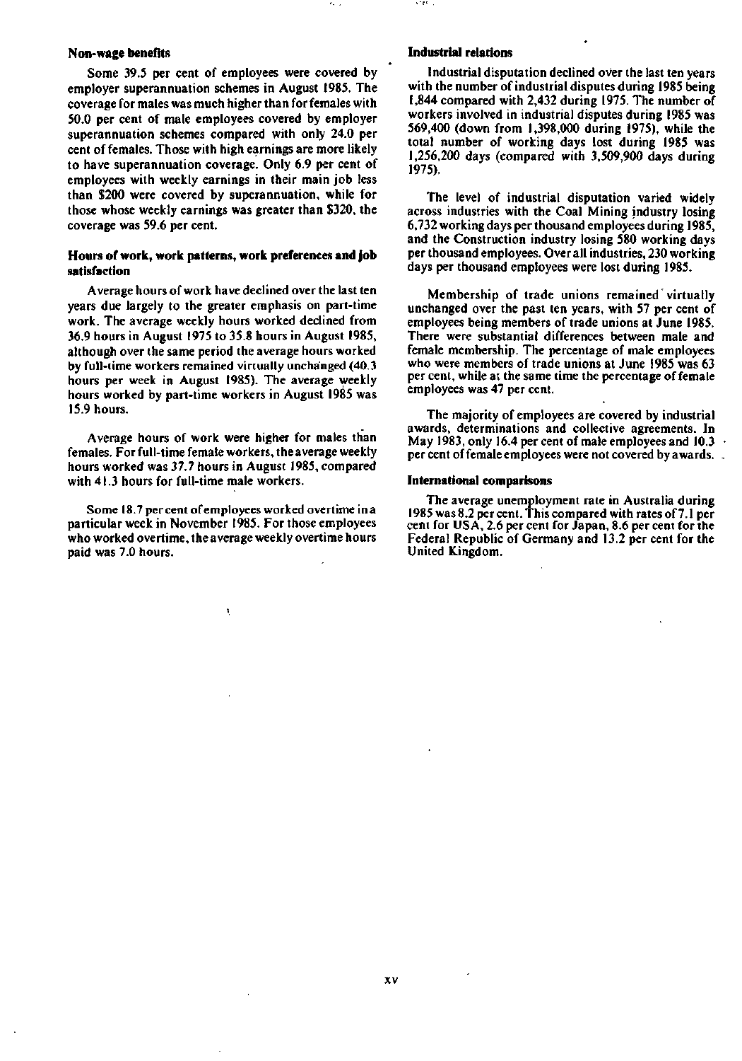### Non-wage benefits

Some 39.5 per cent of employees were covered by employer superannuation schemes in August 1985. The coverage for males was much higher than for females with 50.0 per cent of male employees covered by employer superannuation schemes compared with only 24.0 per cent of females. Those with high earnings are more likely to have superannuation coverage. Only 6.9 per cent of employees with weekly earnings in their main job less than $200 were covered by superannuation, while for those whose weekly earnings was greater than $320, the coverage was 59.6 per cent.

### Hours of work, work patterns, work preferences and job satisfaction

Average hours of work have declined over the last ten years due largely to the greater emphasis on part-time work. The average weekly hours worked declined from 36.9 hours in August 1975 to 35.8 hours in August 1985, although over the same period the average hours worked by full-time workers remained virtually unchanged (40.3 hours per week in August 1985). The average weekly hours worked by part-time workers in August 1985 was 15.9 hours.

Average hours of work were higher for males than females. For full-time female workers, the average weekly hours worked was 37.7 hours in August 1985, compared with 41.3 hours for full-time male workers.

Some 18.7 per cent of employees worked overtime in a particular week in November 1985. For those employees who worked overtime, the average weekly overtime hours paid was 7.0 hours.

### Industrial relations

Industrial disputation declined over the last ten years with the number of industrial disputes during 1985 being 1,844 compared with 2,432 during 1975. The number of workers involved in industrial disputes during 1985 was 569,400 (down from 1,398,000 during 1975), while the total number of working days lost during 1985 was 1,256,200 days (compared with 3,509,900 days during 1975).

The level of industrial disputation varied widely across industries with the Coal Mining industry losing 6,732 working days per thousand employees during 1985, and the Construction industry losing 580 working days per thousand employees. Over all industries, 230 working days per thousand employees were lost during 1985.

Membership of trade unions remained virtually unchanged over the past ten years, with 57 per cent of employees being members of trade unions at June 1985. There were substantial differences between male and female membership. The percentage of male employees who were members of trade unions at June 1985 was 63 per cent, while at the same time the percentage of female employees was 47 per cent.

The majority of employees are covered by industrial awards, determinations and collective agreements. In May 1983, only 16.4 per cent of male employees and 10.3 per cent of female employees were not covered by awards.

### International comparisons

The average unemployment rate in Australia during 1985 was 8.2 per cent. This compared with rates of 7.1 per cent for USA, 2.6 per cent for Japan, 8.6 per cent for the Federal Republic of Germany and 13.2 per cent for the United Kingdom.